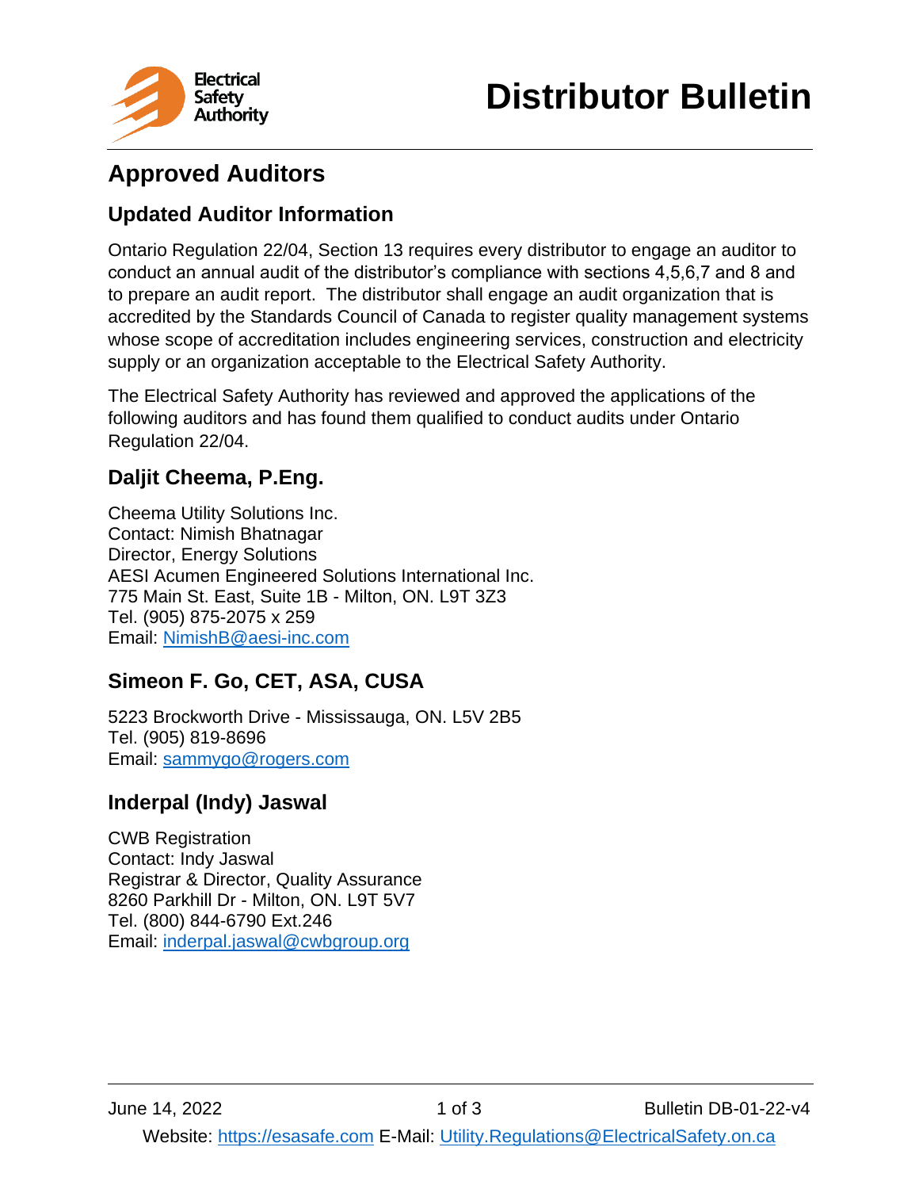# Distributor Bulletin

## Approved Auditors

### Updated Auditor Information

Ontario Regulation 22/04, Section 13 requires every distributor to engage an auditor to conduct an annual audit of the distributor's compliance with sections 4,5,6,7 and 8 and to prepare an audit report. The distributor shall engage an audit organization that is accredited by the Standards Council of Canada to register quality management systems whose scope of accreditation includes engineering services, construction and electricity supply or an organization acceptable to the Electrical Safety Authority.

The Electrical Safety Authority has reviewed and approved the applications of the following auditors and has found them qualified to conduct audits under Ontario Regulation 22/04.

### Daljit Cheema, P.Eng.

Cheema Utility Solutions Inc.
Contact: Nimish Bhatnagar
Director, Energy Solutions
AESI Acumen Engineered Solutions International Inc.
775 Main St. East, Suite 1B - Milton, ON. L9T 3Z3
Tel. (905) 875-2075 x 259
Email: NimishB@aesi-inc.com

### Simeon F. Go, CET, ASA, CUSA

5223 Brockworth Drive - Mississauga, ON. L5V 2B5
Tel. (905) 819-8696
Email: sammygo@rogers.com

### Inderpal (Indy) Jaswal

CWB Registration
Contact: Indy Jaswal
Registrar & Director, Quality Assurance
8260 Parkhill Dr - Milton, ON. L9T 5V7
Tel. (800) 844-6790 Ext.246
Email: inderpal.jaswal@cwbgroup.org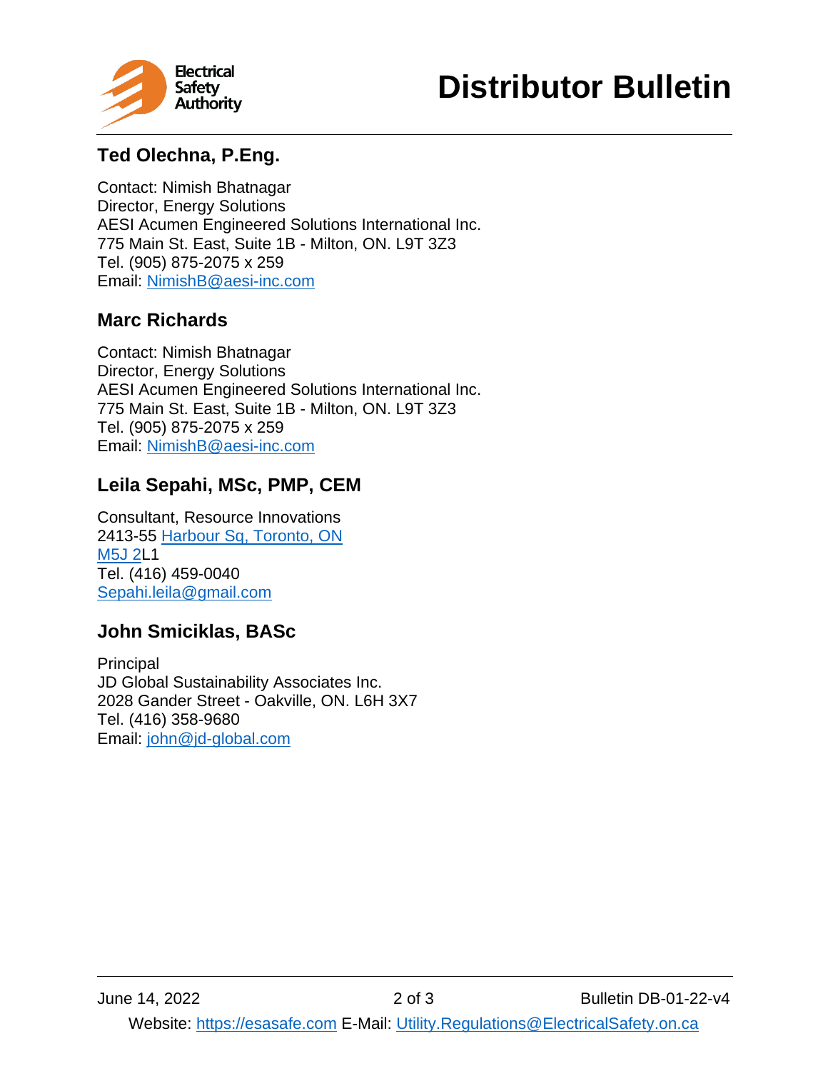### Ted Olechna, P.Eng.

Contact: Nimish Bhatnagar
Director, Energy Solutions
AESI Acumen Engineered Solutions International Inc.
775 Main St. East, Suite 1B - Milton, ON. L9T 3Z3
Tel. (905) 875-2075 x 259
Email: NimishB@aesi-inc.com

### Marc Richards

Contact: Nimish Bhatnagar
Director, Energy Solutions
AESI Acumen Engineered Solutions International Inc.
775 Main St. East, Suite 1B - Milton, ON. L9T 3Z3
Tel. (905) 875-2075 x 259
Email: NimishB@aesi-inc.com

### Leila Sepahi, MSc, PMP, CEM

Consultant, Resource Innovations
2413-55 Harbour Sq, Toronto, ON
M5J 2L1
Tel. (416) 459-0040
Sepahi.leila@gmail.com

### John Smiciklas, BASc

Principal
JD Global Sustainability Associates Inc.
2028 Gander Street - Oakville, ON. L6H 3X7
Tel. (416) 358-9680
Email: john@jd-global.com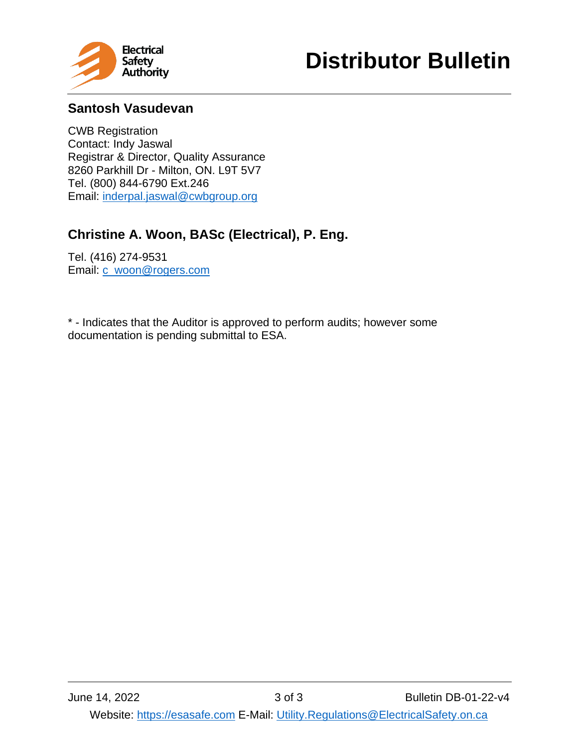## Santosh Vasudevan

CWB Registration
Contact: Indy Jaswal
Registrar & Director, Quality Assurance
8260 Parkhill Dr - Milton, ON. L9T 5V7
Tel. (800) 844-6790 Ext.246
Email: inderpal.jaswal@cwbgroup.org

## Christine A. Woon, BASc (Electrical), P. Eng.

Tel. (416) 274-9531
Email: c_woon@rogers.com

* - Indicates that the Auditor is approved to perform audits; however some documentation is pending submittal to ESA.